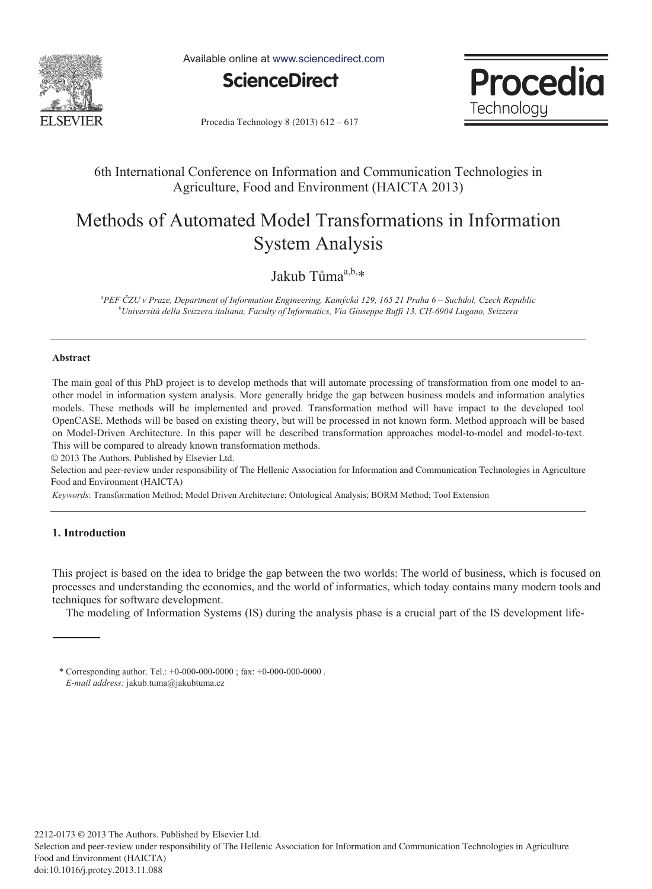6th International Conference on Information and Communication Technologies in Agriculture, Food and Environment (HAICTA 2013)

# Methods of Automated Model Transformations in Information System Analysis

Jakub Tůma[a,b,*]

[a]PEF ČZU v Praze, Department of Information Engineering, Kamýcká 129, 165 21 Praha 6 – Suchdol, Czech Republic
[b]Università della Svizzera italiana, Faculty of Informatics, Via Giuseppe Buffi 13, CH-6904 Lugano, Svizzera

---

### Abstract

The main goal of this PhD project is to develop methods that will automate processing of transformation from one model to another model in information system analysis. More generally bridge the gap between business models and information analytics models. These methods will be implemented and proved. Transformation method will have impact to the developed tool OpenCASE. Methods will be based on existing theory, but will be processed in not known form. Method approach will be based on Model-Driven Architecture. In this paper will be described transformation approaches model-to-model and model-to-text. This will be compared to already known transformation methods.

© 2013 The Authors. Published by Elsevier Ltd.
Selection and peer-review under responsibility of The Hellenic Association for Information and Communication Technologies in Agriculture Food and Environment (HAICTA)

*Keywords*: Transformation Method; Model Driven Architecture; Ontological Analysis; BORM Method; Tool Extension

---

## 1. Introduction

This project is based on the idea to bridge the gap between the two worlds: The world of business, which is focused on processes and understanding the economics, and the world of informatics, which today contains many modern tools and techniques for software development.

The modeling of Information Systems (IS) during the analysis phase is a crucial part of the IS development life-

---

\* Corresponding author. Tel.: +0-000-000-0000 ; fax: +0-000-000-0000 .
*E-mail address:* jakub.tuma@jakubtuma.cz

2212-0173 © 2013 The Authors. Published by Elsevier Ltd.
Selection and peer-review under responsibility of The Hellenic Association for Information and Communication Technologies in Agriculture Food and Environment (HAICTA)
doi:10.1016/j.protcy.2013.11.088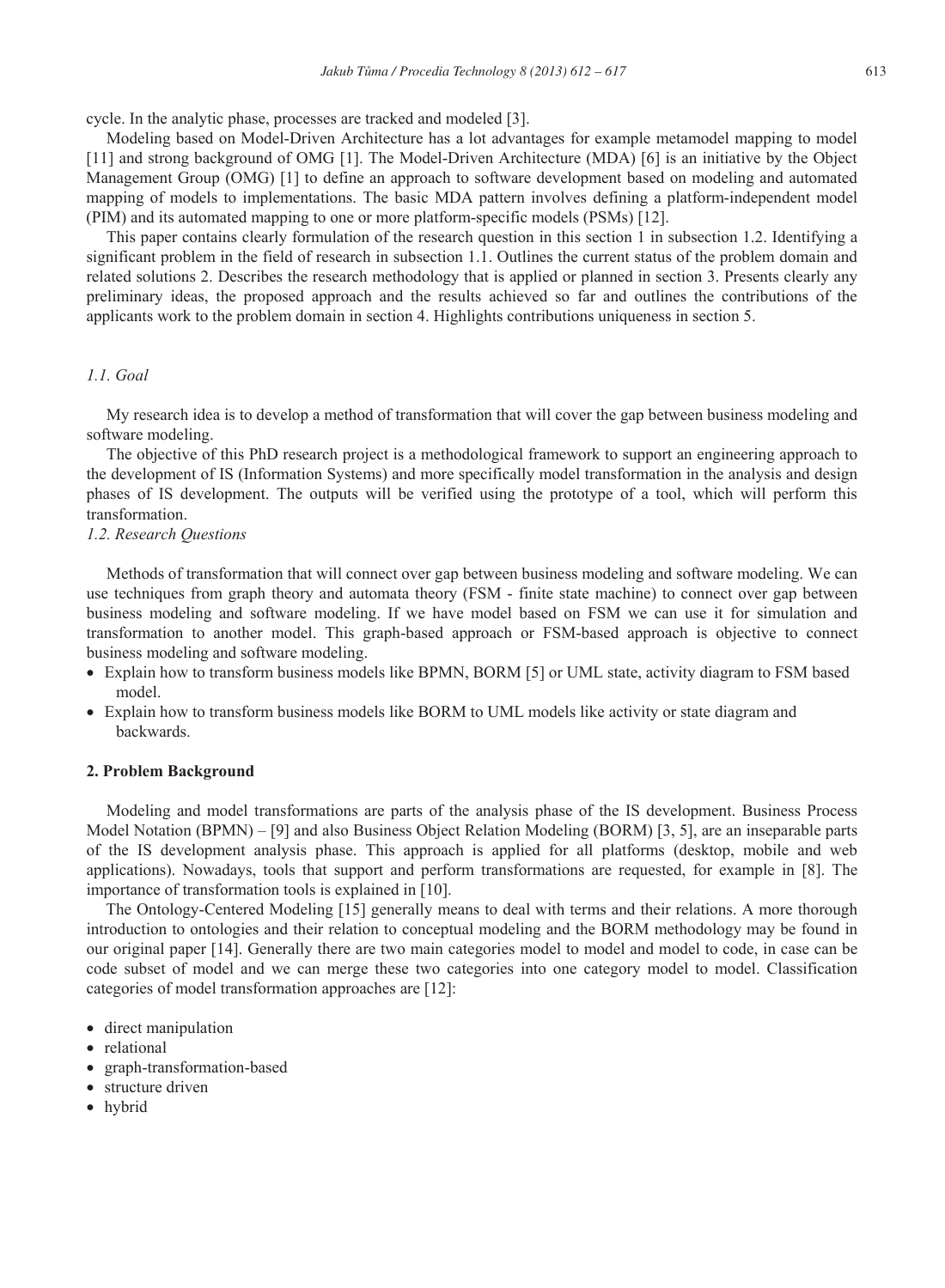cycle. In the analytic phase, processes are tracked and modeled [3].

Modeling based on Model-Driven Architecture has a lot advantages for example metamodel mapping to model [11] and strong background of OMG [1]. The Model-Driven Architecture (MDA) [6] is an initiative by the Object Management Group (OMG) [1] to define an approach to software development based on modeling and automated mapping of models to implementations. The basic MDA pattern involves defining a platform-independent model (PIM) and its automated mapping to one or more platform-specific models (PSMs) [12].

This paper contains clearly formulation of the research question in this section 1 in subsection 1.2. Identifying a significant problem in the field of research in subsection 1.1. Outlines the current status of the problem domain and related solutions 2. Describes the research methodology that is applied or planned in section 3. Presents clearly any preliminary ideas, the proposed approach and the results achieved so far and outlines the contributions of the applicants work to the problem domain in section 4. Highlights contributions uniqueness in section 5.

### *1.1. Goal*

My research idea is to develop a method of transformation that will cover the gap between business modeling and software modeling.

The objective of this PhD research project is a methodological framework to support an engineering approach to the development of IS (Information Systems) and more specifically model transformation in the analysis and design phases of IS development. The outputs will be verified using the prototype of a tool, which will perform this transformation.

### *1.2. Research Questions*

Methods of transformation that will connect over gap between business modeling and software modeling. We can use techniques from graph theory and automata theory (FSM - finite state machine) to connect over gap between business modeling and software modeling. If we have model based on FSM we can use it for simulation and transformation to another model. This graph-based approach or FSM-based approach is objective to connect business modeling and software modeling.

- Explain how to transform business models like BPMN, BORM [5] or UML state, activity diagram to FSM based model.
- Explain how to transform business models like BORM to UML models like activity or state diagram and backwards.

## 2. Problem Background

Modeling and model transformations are parts of the analysis phase of the IS development. Business Process Model Notation (BPMN) – [9] and also Business Object Relation Modeling (BORM) [3, 5], are an inseparable parts of the IS development analysis phase. This approach is applied for all platforms (desktop, mobile and web applications). Nowadays, tools that support and perform transformations are requested, for example in [8]. The importance of transformation tools is explained in [10].

The Ontology-Centered Modeling [15] generally means to deal with terms and their relations. A more thorough introduction to ontologies and their relation to conceptual modeling and the BORM methodology may be found in our original paper [14]. Generally there are two main categories model to model and model to code, in case can be code subset of model and we can merge these two categories into one category model to model. Classification categories of model transformation approaches are [12]:

- direct manipulation
- relational
- graph-transformation-based
- structure driven
- hybrid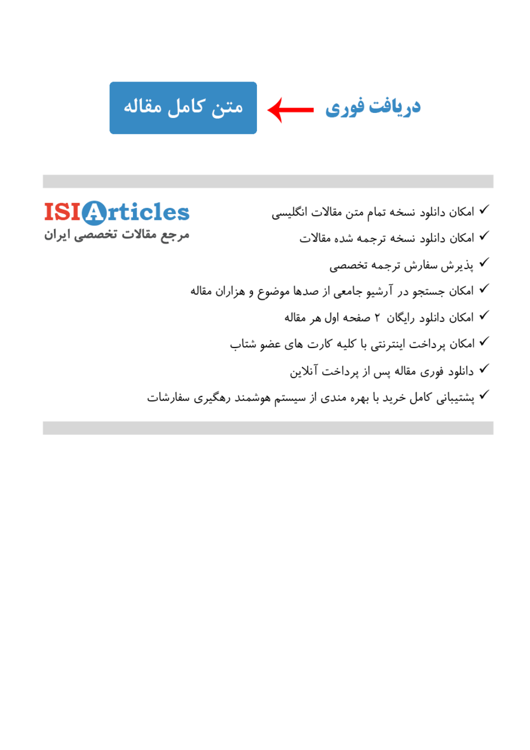دریافت فوری ← **متن کامل مقاله**

**ISIArticles**
مرجع مقالات تخصصی ایران

- ✓ امکان دانلود نسخه تمام متن مقالات انگلیسی
- ✓ امکان دانلود نسخه ترجمه شده مقالات
- ✓ پذیرش سفارش ترجمه تخصصی
- ✓ امکان جستجو در آرشیو جامعی از صدها موضوع و هزاران مقاله
- ✓ امکان دانلود رایگان ۲ صفحه اول هر مقاله
- ✓ امکان پرداخت اینترنتی با کلیه کارت های عضو شتاب
- ✓ دانلود فوری مقاله پس از پرداخت آنلاین
- ✓ پشتیبانی کامل خرید با بهره مندی از سیستم هوشمند رهگیری سفارشات